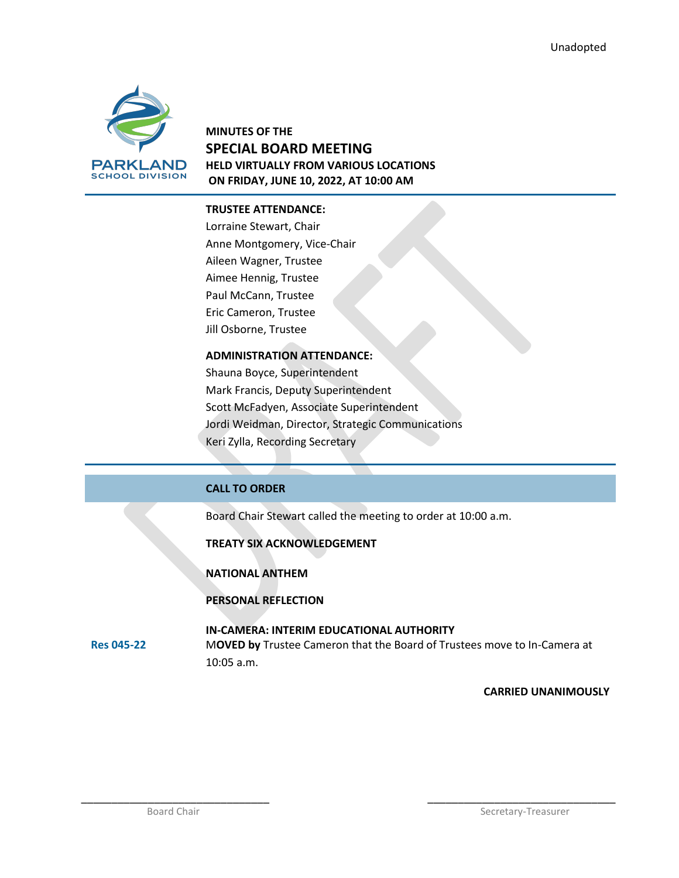Unadopted

MINUTES OF THE

# SPECIAL BOARD MEETING

HELD VIRTUALLY FROM VARIOUS LOCATIONS
ON FRIDAY, JUNE 10, 2022, AT 10:00 AM

**TRUSTEE ATTENDANCE:**

Lorraine Stewart, Chair
Anne Montgomery, Vice-Chair
Aileen Wagner, Trustee
Aimee Hennig, Trustee
Paul McCann, Trustee
Eric Cameron, Trustee
Jill Osborne, Trustee

**ADMINISTRATION ATTENDANCE:**

Shauna Boyce, Superintendent
Mark Francis, Deputy Superintendent
Scott McFadyen, Associate Superintendent
Jordi Weidman, Director, Strategic Communications
Keri Zylla, Recording Secretary

## CALL TO ORDER

Board Chair Stewart called the meeting to order at 10:00 a.m.

**TREATY SIX ACKNOWLEDGEMENT**

**NATIONAL ANTHEM**

**PERSONAL REFLECTION**

**IN-CAMERA: INTERIM EDUCATIONAL AUTHORITY**

**Res 045-22** MO**VED by** Trustee Cameron that the Board of Trustees move to In-Camera at 10:05 a.m.

**CARRIED UNANIMOUSLY**

\_\_\_\_\_\_\_\_\_\_\_\_\_\_\_\_\_\_\_\_\_\_\_\_\_\_\_\_
Board Chair

\_\_\_\_\_\_\_\_\_\_\_\_\_\_\_\_\_\_\_\_\_\_\_\_\_\_\_\_
Secretary-Treasurer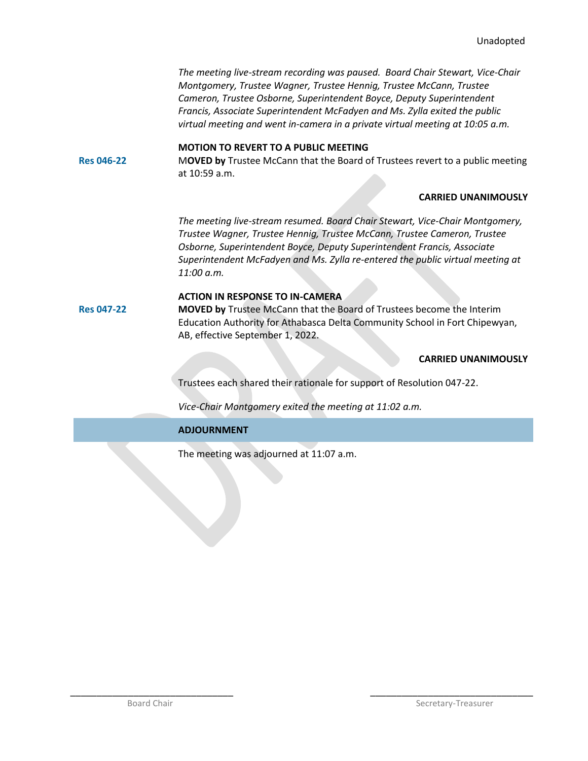Unadopted

*The meeting live-stream recording was paused. Board Chair Stewart, Vice-Chair Montgomery, Trustee Wagner, Trustee Hennig, Trustee McCann, Trustee Cameron, Trustee Osborne, Superintendent Boyce, Deputy Superintendent Francis, Associate Superintendent McFadyen and Ms. Zylla exited the public virtual meeting and went in-camera in a private virtual meeting at 10:05 a.m.*

**MOTION TO REVERT TO A PUBLIC MEETING**

**Res 046-22** M**OVED by** Trustee McCann that the Board of Trustees revert to a public meeting at 10:59 a.m.

**CARRIED UNANIMOUSLY**

*The meeting live-stream resumed. Board Chair Stewart, Vice-Chair Montgomery, Trustee Wagner, Trustee Hennig, Trustee McCann, Trustee Cameron, Trustee Osborne, Superintendent Boyce, Deputy Superintendent Francis, Associate Superintendent McFadyen and Ms. Zylla re-entered the public virtual meeting at 11:00 a.m.*

**ACTION IN RESPONSE TO IN-CAMERA**

**Res 047-22** **MOVED by** Trustee McCann that the Board of Trustees become the Interim Education Authority for Athabasca Delta Community School in Fort Chipewyan, AB, effective September 1, 2022.

**CARRIED UNANIMOUSLY**

Trustees each shared their rationale for support of Resolution 047-22.

*Vice-Chair Montgomery exited the meeting at 11:02 a.m.*

## ADJOURNMENT

The meeting was adjourned at 11:07 a.m.

\_\_\_\_\_\_\_\_\_\_\_\_\_\_\_\_\_\_\_\_\_\_\_\_\_\_\_\_\_\_
Board Chair

\_\_\_\_\_\_\_\_\_\_\_\_\_\_\_\_\_\_\_\_\_\_\_\_\_\_\_\_\_\_
Secretary-Treasurer